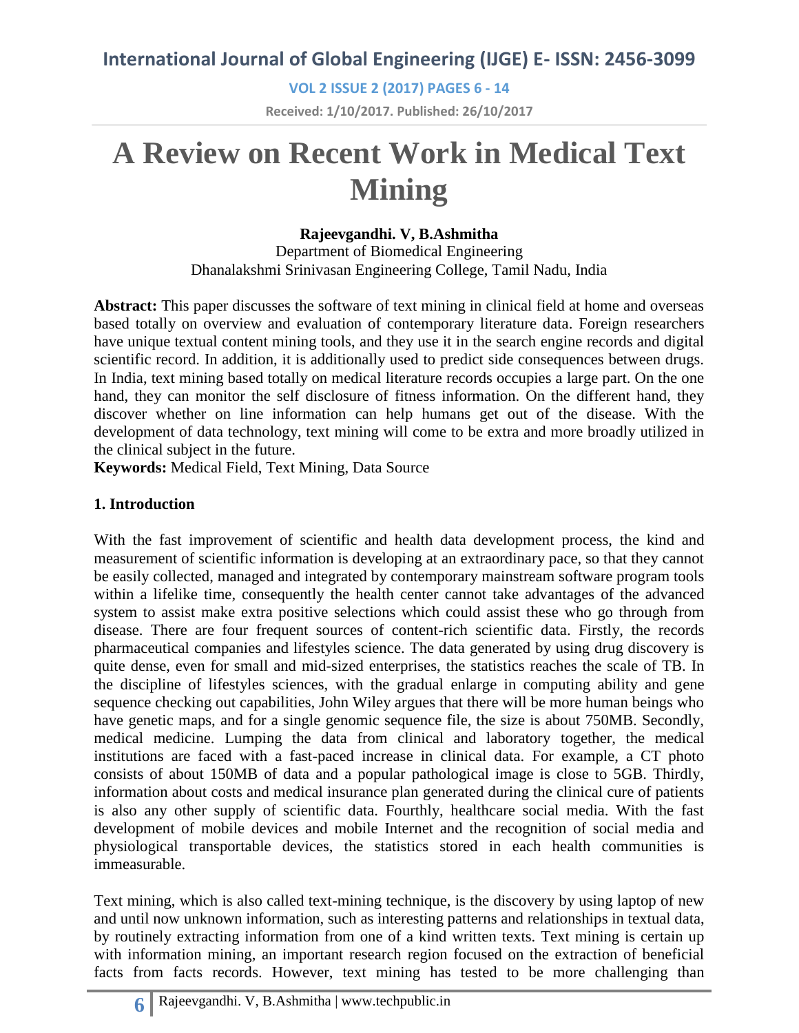# A Review on Recent Work in Medical Text Mining

**Rajeevgandhi. V, B.Ashmitha**

Department of Biomedical Engineering
Dhanalakshmi Srinivasan Engineering College, Tamil Nadu, India

**Abstract:** This paper discusses the software of text mining in clinical field at home and overseas based totally on overview and evaluation of contemporary literature data. Foreign researchers have unique textual content mining tools, and they use it in the search engine records and digital scientific record. In addition, it is additionally used to predict side consequences between drugs. In India, text mining based totally on medical literature records occupies a large part. On the one hand, they can monitor the self disclosure of fitness information. On the different hand, they discover whether on line information can help humans get out of the disease. With the development of data technology, text mining will come to be extra and more broadly utilized in the clinical subject in the future.

**Keywords:** Medical Field, Text Mining, Data Source

## 1. Introduction

With the fast improvement of scientific and health data development process, the kind and measurement of scientific information is developing at an extraordinary pace, so that they cannot be easily collected, managed and integrated by contemporary mainstream software program tools within a lifelike time, consequently the health center cannot take advantages of the advanced system to assist make extra positive selections which could assist these who go through from disease. There are four frequent sources of content-rich scientific data. Firstly, the records pharmaceutical companies and lifestyles science. The data generated by using drug discovery is quite dense, even for small and mid-sized enterprises, the statistics reaches the scale of TB. In the discipline of lifestyles sciences, with the gradual enlarge in computing ability and gene sequence checking out capabilities, John Wiley argues that there will be more human beings who have genetic maps, and for a single genomic sequence file, the size is about 750MB. Secondly, medical medicine. Lumping the data from clinical and laboratory together, the medical institutions are faced with a fast-paced increase in clinical data. For example, a CT photo consists of about 150MB of data and a popular pathological image is close to 5GB. Thirdly, information about costs and medical insurance plan generated during the clinical cure of patients is also any other supply of scientific data. Fourthly, healthcare social media. With the fast development of mobile devices and mobile Internet and the recognition of social media and physiological transportable devices, the statistics stored in each health communities is immeasurable.

Text mining, which is also called text-mining technique, is the discovery by using laptop of new and until now unknown information, such as interesting patterns and relationships in textual data, by routinely extracting information from one of a kind written texts. Text mining is certain up with information mining, an important research region focused on the extraction of beneficial facts from facts records. However, text mining has tested to be more challenging than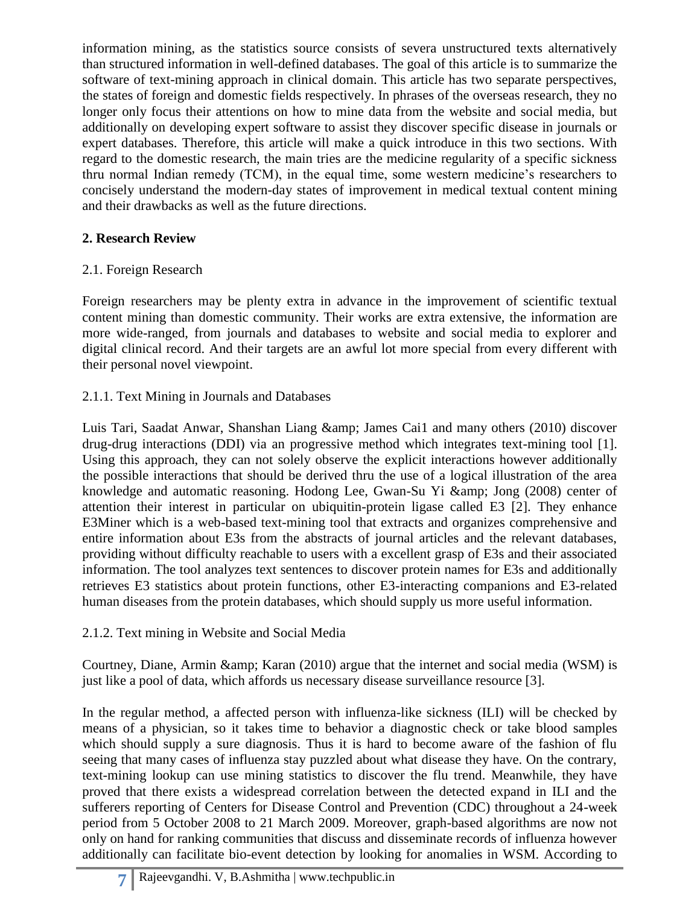information mining, as the statistics source consists of severa unstructured texts alternatively than structured information in well-defined databases. The goal of this article is to summarize the software of text-mining approach in clinical domain. This article has two separate perspectives, the states of foreign and domestic fields respectively. In phrases of the overseas research, they no longer only focus their attentions on how to mine data from the website and social media, but additionally on developing expert software to assist they discover specific disease in journals or expert databases. Therefore, this article will make a quick introduce in this two sections. With regard to the domestic research, the main tries are the medicine regularity of a specific sickness thru normal Indian remedy (TCM), in the equal time, some western medicine's researchers to concisely understand the modern-day states of improvement in medical textual content mining and their drawbacks as well as the future directions.

## 2. Research Review

### 2.1. Foreign Research

Foreign researchers may be plenty extra in advance in the improvement of scientific textual content mining than domestic community. Their works are extra extensive, the information are more wide-ranged, from journals and databases to website and social media to explorer and digital clinical record. And their targets are an awful lot more special from every different with their personal novel viewpoint.

#### 2.1.1. Text Mining in Journals and Databases

Luis Tari, Saadat Anwar, Shanshan Liang &amp; James Cai1 and many others (2010) discover drug-drug interactions (DDI) via an progressive method which integrates text-mining tool [1]. Using this approach, they can not solely observe the explicit interactions however additionally the possible interactions that should be derived thru the use of a logical illustration of the area knowledge and automatic reasoning. Hodong Lee, Gwan-Su Yi &amp; Jong (2008) center of attention their interest in particular on ubiquitin-protein ligase called E3 [2]. They enhance E3Miner which is a web-based text-mining tool that extracts and organizes comprehensive and entire information about E3s from the abstracts of journal articles and the relevant databases, providing without difficulty reachable to users with a excellent grasp of E3s and their associated information. The tool analyzes text sentences to discover protein names for E3s and additionally retrieves E3 statistics about protein functions, other E3-interacting companions and E3-related human diseases from the protein databases, which should supply us more useful information.

#### 2.1.2. Text mining in Website and Social Media

Courtney, Diane, Armin &amp; Karan (2010) argue that the internet and social media (WSM) is just like a pool of data, which affords us necessary disease surveillance resource [3].

In the regular method, a affected person with influenza-like sickness (ILI) will be checked by means of a physician, so it takes time to behavior a diagnostic check or take blood samples which should supply a sure diagnosis. Thus it is hard to become aware of the fashion of flu seeing that many cases of influenza stay puzzled about what disease they have. On the contrary, text-mining lookup can use mining statistics to discover the flu trend. Meanwhile, they have proved that there exists a widespread correlation between the detected expand in ILI and the sufferers reporting of Centers for Disease Control and Prevention (CDC) throughout a 24-week period from 5 October 2008 to 21 March 2009. Moreover, graph-based algorithms are now not only on hand for ranking communities that discuss and disseminate records of influenza however additionally can facilitate bio-event detection by looking for anomalies in WSM. According to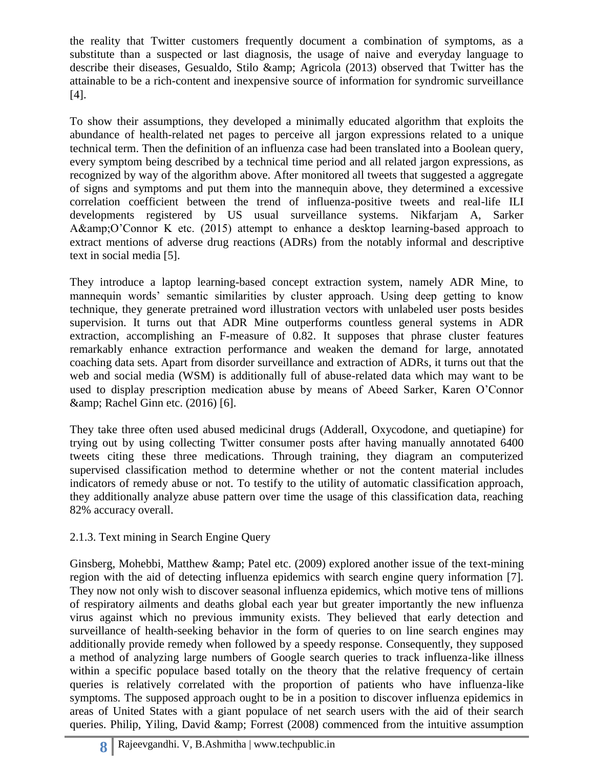the reality that Twitter customers frequently document a combination of symptoms, as a substitute than a suspected or last diagnosis, the usage of naive and everyday language to describe their diseases, Gesualdo, Stilo &amp; Agricola (2013) observed that Twitter has the attainable to be a rich-content and inexpensive source of information for syndromic surveillance [4].

To show their assumptions, they developed a minimally educated algorithm that exploits the abundance of health-related net pages to perceive all jargon expressions related to a unique technical term. Then the definition of an influenza case had been translated into a Boolean query, every symptom being described by a technical time period and all related jargon expressions, as recognized by way of the algorithm above. After monitored all tweets that suggested a aggregate of signs and symptoms and put them into the mannequin above, they determined a excessive correlation coefficient between the trend of influenza-positive tweets and real-life ILI developments registered by US usual surveillance systems. Nikfarjam A, Sarker A&amp;O'Connor K etc. (2015) attempt to enhance a desktop learning-based approach to extract mentions of adverse drug reactions (ADRs) from the notably informal and descriptive text in social media [5].

They introduce a laptop learning-based concept extraction system, namely ADR Mine, to mannequin words' semantic similarities by cluster approach. Using deep getting to know technique, they generate pretrained word illustration vectors with unlabeled user posts besides supervision. It turns out that ADR Mine outperforms countless general systems in ADR extraction, accomplishing an F-measure of 0.82. It supposes that phrase cluster features remarkably enhance extraction performance and weaken the demand for large, annotated coaching data sets. Apart from disorder surveillance and extraction of ADRs, it turns out that the web and social media (WSM) is additionally full of abuse-related data which may want to be used to display prescription medication abuse by means of Abeed Sarker, Karen O'Connor &amp; Rachel Ginn etc. (2016) [6].

They take three often used abused medicinal drugs (Adderall, Oxycodone, and quetiapine) for trying out by using collecting Twitter consumer posts after having manually annotated 6400 tweets citing these three medications. Through training, they diagram an computerized supervised classification method to determine whether or not the content material includes indicators of remedy abuse or not. To testify to the utility of automatic classification approach, they additionally analyze abuse pattern over time the usage of this classification data, reaching 82% accuracy overall.

2.1.3. Text mining in Search Engine Query

Ginsberg, Mohebbi, Matthew &amp; Patel etc. (2009) explored another issue of the text-mining region with the aid of detecting influenza epidemics with search engine query information [7]. They now not only wish to discover seasonal influenza epidemics, which motive tens of millions of respiratory ailments and deaths global each year but greater importantly the new influenza virus against which no previous immunity exists. They believed that early detection and surveillance of health-seeking behavior in the form of queries to on line search engines may additionally provide remedy when followed by a speedy response. Consequently, they supposed a method of analyzing large numbers of Google search queries to track influenza-like illness within a specific populace based totally on the theory that the relative frequency of certain queries is relatively correlated with the proportion of patients who have influenza-like symptoms. The supposed approach ought to be in a position to discover influenza epidemics in areas of United States with a giant populace of net search users with the aid of their search queries. Philip, Yiling, David &amp; Forrest (2008) commenced from the intuitive assumption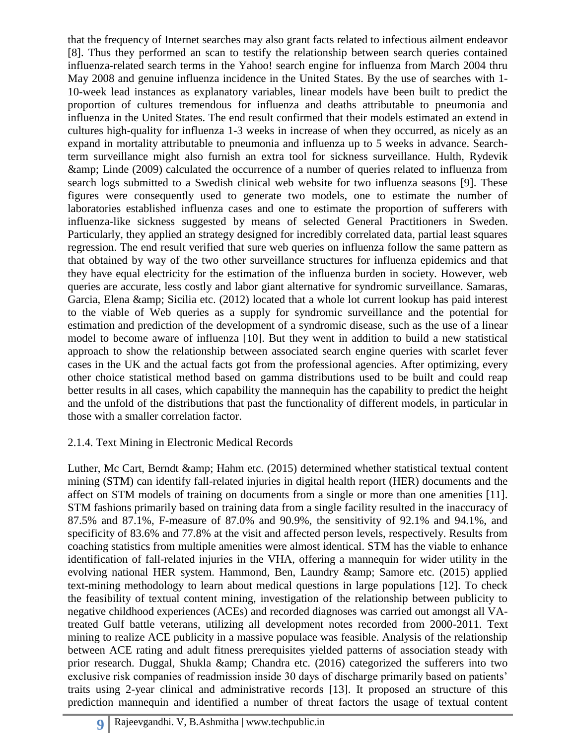that the frequency of Internet searches may also grant facts related to infectious ailment endeavor [8]. Thus they performed an scan to testify the relationship between search queries contained influenza-related search terms in the Yahoo! search engine for influenza from March 2004 thru May 2008 and genuine influenza incidence in the United States. By the use of searches with 1-10-week lead instances as explanatory variables, linear models have been built to predict the proportion of cultures tremendous for influenza and deaths attributable to pneumonia and influenza in the United States. The end result confirmed that their models estimated an extend in cultures high-quality for influenza 1-3 weeks in increase of when they occurred, as nicely as an expand in mortality attributable to pneumonia and influenza up to 5 weeks in advance. Search-term surveillance might also furnish an extra tool for sickness surveillance. Hulth, Rydevik &amp; Linde (2009) calculated the occurrence of a number of queries related to influenza from search logs submitted to a Swedish clinical web website for two influenza seasons [9]. These figures were consequently used to generate two models, one to estimate the number of laboratories established influenza cases and one to estimate the proportion of sufferers with influenza-like sickness suggested by means of selected General Practitioners in Sweden. Particularly, they applied an strategy designed for incredibly correlated data, partial least squares regression. The end result verified that sure web queries on influenza follow the same pattern as that obtained by way of the two other surveillance structures for influenza epidemics and that they have equal electricity for the estimation of the influenza burden in society. However, web queries are accurate, less costly and labor giant alternative for syndromic surveillance. Samaras, Garcia, Elena &amp; Sicilia etc. (2012) located that a whole lot current lookup has paid interest to the viable of Web queries as a supply for syndromic surveillance and the potential for estimation and prediction of the development of a syndromic disease, such as the use of a linear model to become aware of influenza [10]. But they went in addition to build a new statistical approach to show the relationship between associated search engine queries with scarlet fever cases in the UK and the actual facts got from the professional agencies. After optimizing, every other choice statistical method based on gamma distributions used to be built and could reap better results in all cases, which capability the mannequin has the capability to predict the height and the unfold of the distributions that past the functionality of different models, in particular in those with a smaller correlation factor.

2.1.4. Text Mining in Electronic Medical Records

Luther, Mc Cart, Berndt &amp; Hahm etc. (2015) determined whether statistical textual content mining (STM) can identify fall-related injuries in digital health report (HER) documents and the affect on STM models of training on documents from a single or more than one amenities [11]. STM fashions primarily based on training data from a single facility resulted in the inaccuracy of 87.5% and 87.1%, F-measure of 87.0% and 90.9%, the sensitivity of 92.1% and 94.1%, and specificity of 83.6% and 77.8% at the visit and affected person levels, respectively. Results from coaching statistics from multiple amenities were almost identical. STM has the viable to enhance identification of fall-related injuries in the VHA, offering a mannequin for wider utility in the evolving national HER system. Hammond, Ben, Laundry &amp; Samore etc. (2015) applied text-mining methodology to learn about medical questions in large populations [12]. To check the feasibility of textual content mining, investigation of the relationship between publicity to negative childhood experiences (ACEs) and recorded diagnoses was carried out amongst all VA-treated Gulf battle veterans, utilizing all development notes recorded from 2000-2011. Text mining to realize ACE publicity in a massive populace was feasible. Analysis of the relationship between ACE rating and adult fitness prerequisites yielded patterns of association steady with prior research. Duggal, Shukla &amp; Chandra etc. (2016) categorized the sufferers into two exclusive risk companies of readmission inside 30 days of discharge primarily based on patients' traits using 2-year clinical and administrative records [13]. It proposed an structure of this prediction mannequin and identified a number of threat factors the usage of textual content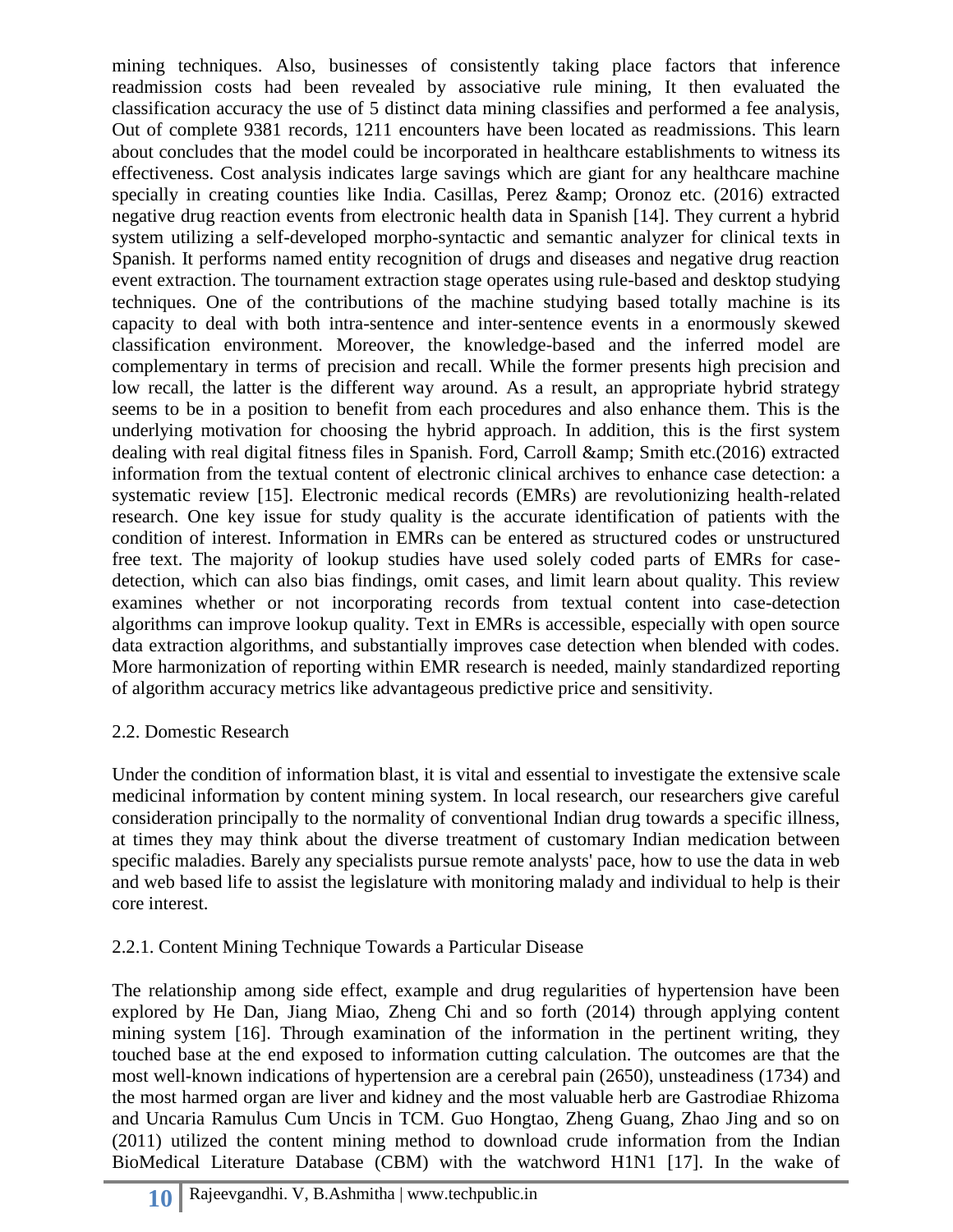mining techniques. Also, businesses of consistently taking place factors that inference readmission costs had been revealed by associative rule mining, It then evaluated the classification accuracy the use of 5 distinct data mining classifies and performed a fee analysis, Out of complete 9381 records, 1211 encounters have been located as readmissions. This learn about concludes that the model could be incorporated in healthcare establishments to witness its effectiveness. Cost analysis indicates large savings which are giant for any healthcare machine specially in creating counties like India. Casillas, Perez &amp; Oronoz etc. (2016) extracted negative drug reaction events from electronic health data in Spanish [14]. They current a hybrid system utilizing a self-developed morpho-syntactic and semantic analyzer for clinical texts in Spanish. It performs named entity recognition of drugs and diseases and negative drug reaction event extraction. The tournament extraction stage operates using rule-based and desktop studying techniques. One of the contributions of the machine studying based totally machine is its capacity to deal with both intra-sentence and inter-sentence events in a enormously skewed classification environment. Moreover, the knowledge-based and the inferred model are complementary in terms of precision and recall. While the former presents high precision and low recall, the latter is the different way around. As a result, an appropriate hybrid strategy seems to be in a position to benefit from each procedures and also enhance them. This is the underlying motivation for choosing the hybrid approach. In addition, this is the first system dealing with real digital fitness files in Spanish. Ford, Carroll &amp; Smith etc.(2016) extracted information from the textual content of electronic clinical archives to enhance case detection: a systematic review [15]. Electronic medical records (EMRs) are revolutionizing health-related research. One key issue for study quality is the accurate identification of patients with the condition of interest. Information in EMRs can be entered as structured codes or unstructured free text. The majority of lookup studies have used solely coded parts of EMRs for case-detection, which can also bias findings, omit cases, and limit learn about quality. This review examines whether or not incorporating records from textual content into case-detection algorithms can improve lookup quality. Text in EMRs is accessible, especially with open source data extraction algorithms, and substantially improves case detection when blended with codes. More harmonization of reporting within EMR research is needed, mainly standardized reporting of algorithm accuracy metrics like advantageous predictive price and sensitivity.

## 2.2. Domestic Research

Under the condition of information blast, it is vital and essential to investigate the extensive scale medicinal information by content mining system. In local research, our researchers give careful consideration principally to the normality of conventional Indian drug towards a specific illness, at times they may think about the diverse treatment of customary Indian medication between specific maladies. Barely any specialists pursue remote analysts' pace, how to use the data in web and web based life to assist the legislature with monitoring malady and individual to help is their core interest.

### 2.2.1. Content Mining Technique Towards a Particular Disease

The relationship among side effect, example and drug regularities of hypertension have been explored by He Dan, Jiang Miao, Zheng Chi and so forth (2014) through applying content mining system [16]. Through examination of the information in the pertinent writing, they touched base at the end exposed to information cutting calculation. The outcomes are that the most well-known indications of hypertension are a cerebral pain (2650), unsteadiness (1734) and the most harmed organ are liver and kidney and the most valuable herb are Gastrodiae Rhizoma and Uncaria Ramulus Cum Uncis in TCM. Guo Hongtao, Zheng Guang, Zhao Jing and so on (2011) utilized the content mining method to download crude information from the Indian BioMedical Literature Database (CBM) with the watchword H1N1 [17]. In the wake of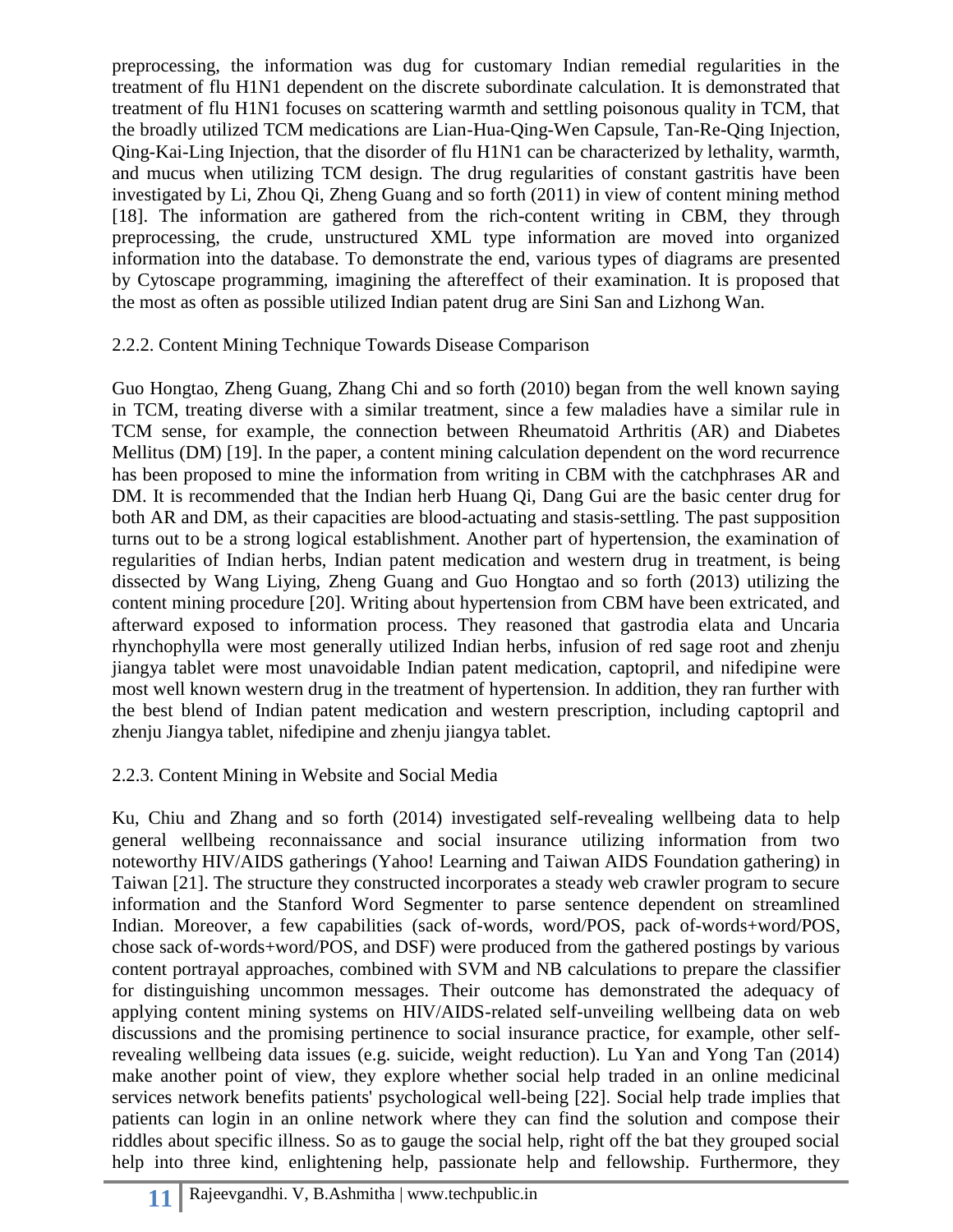preprocessing, the information was dug for customary Indian remedial regularities in the treatment of flu H1N1 dependent on the discrete subordinate calculation. It is demonstrated that treatment of flu H1N1 focuses on scattering warmth and settling poisonous quality in TCM, that the broadly utilized TCM medications are Lian-Hua-Qing-Wen Capsule, Tan-Re-Qing Injection, Qing-Kai-Ling Injection, that the disorder of flu H1N1 can be characterized by lethality, warmth, and mucus when utilizing TCM design. The drug regularities of constant gastritis have been investigated by Li, Zhou Qi, Zheng Guang and so forth (2011) in view of content mining method [18]. The information are gathered from the rich-content writing in CBM, they through preprocessing, the crude, unstructured XML type information are moved into organized information into the database. To demonstrate the end, various types of diagrams are presented by Cytoscape programming, imagining the aftereffect of their examination. It is proposed that the most as often as possible utilized Indian patent drug are Sini San and Lizhong Wan.

### 2.2.2. Content Mining Technique Towards Disease Comparison

Guo Hongtao, Zheng Guang, Zhang Chi and so forth (2010) began from the well known saying in TCM, treating diverse with a similar treatment, since a few maladies have a similar rule in TCM sense, for example, the connection between Rheumatoid Arthritis (AR) and Diabetes Mellitus (DM) [19]. In the paper, a content mining calculation dependent on the word recurrence has been proposed to mine the information from writing in CBM with the catchphrases AR and DM. It is recommended that the Indian herb Huang Qi, Dang Gui are the basic center drug for both AR and DM, as their capacities are blood-actuating and stasis-settling. The past supposition turns out to be a strong logical establishment. Another part of hypertension, the examination of regularities of Indian herbs, Indian patent medication and western drug in treatment, is being dissected by Wang Liying, Zheng Guang and Guo Hongtao and so forth (2013) utilizing the content mining procedure [20]. Writing about hypertension from CBM have been extricated, and afterward exposed to information process. They reasoned that gastrodia elata and Uncaria rhynchophylla were most generally utilized Indian herbs, infusion of red sage root and zhenju jiangya tablet were most unavoidable Indian patent medication, captopril, and nifedipine were most well known western drug in the treatment of hypertension. In addition, they ran further with the best blend of Indian patent medication and western prescription, including captopril and zhenju Jiangya tablet, nifedipine and zhenju jiangya tablet.

### 2.2.3. Content Mining in Website and Social Media

Ku, Chiu and Zhang and so forth (2014) investigated self-revealing wellbeing data to help general wellbeing reconnaissance and social insurance utilizing information from two noteworthy HIV/AIDS gatherings (Yahoo! Learning and Taiwan AIDS Foundation gathering) in Taiwan [21]. The structure they constructed incorporates a steady web crawler program to secure information and the Stanford Word Segmenter to parse sentence dependent on streamlined Indian. Moreover, a few capabilities (sack of-words, word/POS, pack of-words+word/POS, chose sack of-words+word/POS, and DSF) were produced from the gathered postings by various content portrayal approaches, combined with SVM and NB calculations to prepare the classifier for distinguishing uncommon messages. Their outcome has demonstrated the adequacy of applying content mining systems on HIV/AIDS-related self-unveiling wellbeing data on web discussions and the promising pertinence to social insurance practice, for example, other self-revealing wellbeing data issues (e.g. suicide, weight reduction). Lu Yan and Yong Tan (2014) make another point of view, they explore whether social help traded in an online medicinal services network benefits patients' psychological well-being [22]. Social help trade implies that patients can login in an online network where they can find the solution and compose their riddles about specific illness. So as to gauge the social help, right off the bat they grouped social help into three kind, enlightening help, passionate help and fellowship. Furthermore, they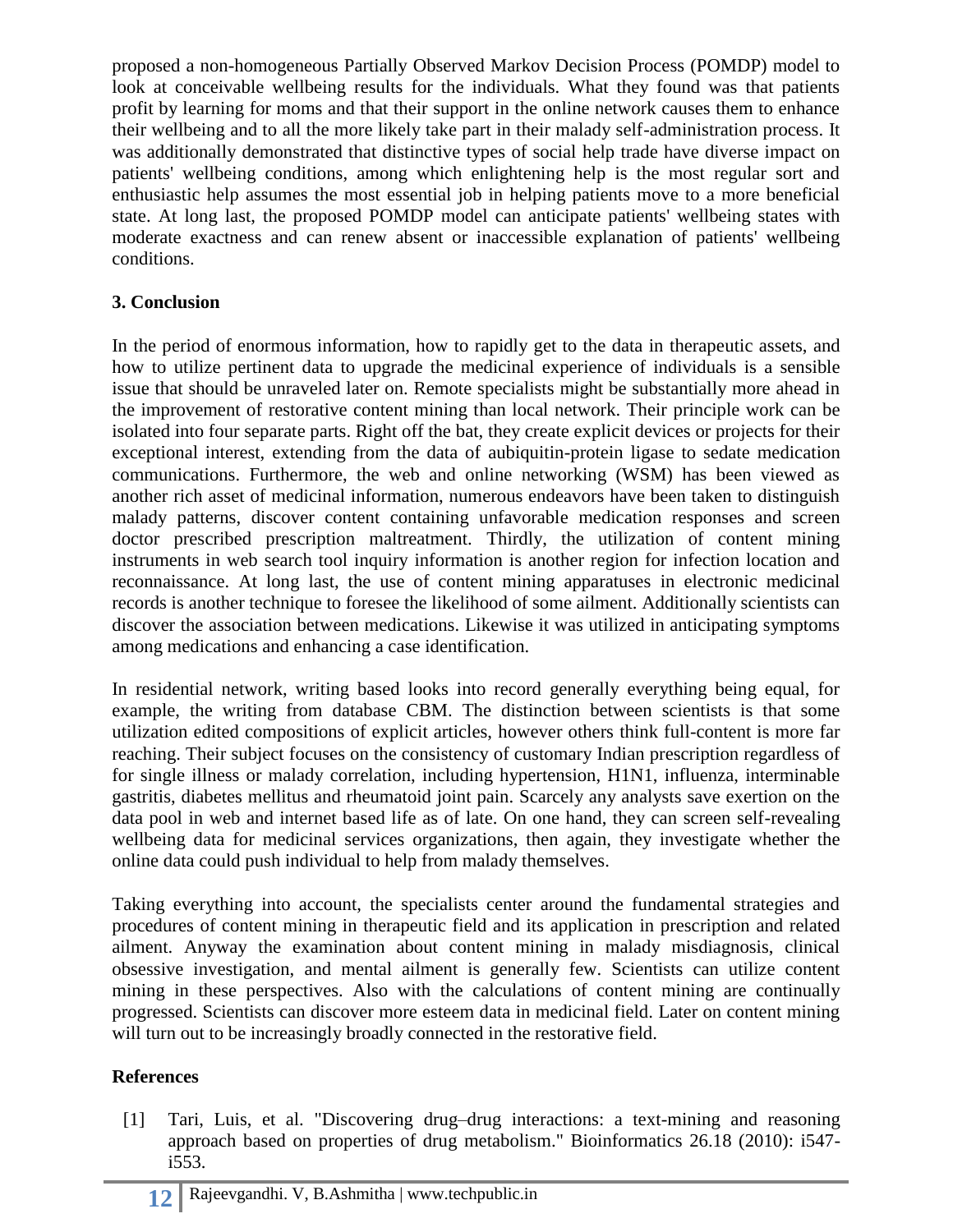proposed a non-homogeneous Partially Observed Markov Decision Process (POMDP) model to look at conceivable wellbeing results for the individuals. What they found was that patients profit by learning for moms and that their support in the online network causes them to enhance their wellbeing and to all the more likely take part in their malady self-administration process. It was additionally demonstrated that distinctive types of social help trade have diverse impact on patients' wellbeing conditions, among which enlightening help is the most regular sort and enthusiastic help assumes the most essential job in helping patients move to a more beneficial state. At long last, the proposed POMDP model can anticipate patients' wellbeing states with moderate exactness and can renew absent or inaccessible explanation of patients' wellbeing conditions.

## 3. Conclusion

In the period of enormous information, how to rapidly get to the data in therapeutic assets, and how to utilize pertinent data to upgrade the medicinal experience of individuals is a sensible issue that should be unraveled later on. Remote specialists might be substantially more ahead in the improvement of restorative content mining than local network. Their principle work can be isolated into four separate parts. Right off the bat, they create explicit devices or projects for their exceptional interest, extending from the data of aubiquitin-protein ligase to sedate medication communications. Furthermore, the web and online networking (WSM) has been viewed as another rich asset of medicinal information, numerous endeavors have been taken to distinguish malady patterns, discover content containing unfavorable medication responses and screen doctor prescribed prescription maltreatment. Thirdly, the utilization of content mining instruments in web search tool inquiry information is another region for infection location and reconnaissance. At long last, the use of content mining apparatuses in electronic medicinal records is another technique to foresee the likelihood of some ailment. Additionally scientists can discover the association between medications. Likewise it was utilized in anticipating symptoms among medications and enhancing a case identification.

In residential network, writing based looks into record generally everything being equal, for example, the writing from database CBM. The distinction between scientists is that some utilization edited compositions of explicit articles, however others think full-content is more far reaching. Their subject focuses on the consistency of customary Indian prescription regardless of for single illness or malady correlation, including hypertension, H1N1, influenza, interminable gastritis, diabetes mellitus and rheumatoid joint pain. Scarcely any analysts save exertion on the data pool in web and internet based life as of late. On one hand, they can screen self-revealing wellbeing data for medicinal services organizations, then again, they investigate whether the online data could push individual to help from malady themselves.

Taking everything into account, the specialists center around the fundamental strategies and procedures of content mining in therapeutic field and its application in prescription and related ailment. Anyway the examination about content mining in malady misdiagnosis, clinical obsessive investigation, and mental ailment is generally few. Scientists can utilize content mining in these perspectives. Also with the calculations of content mining are continually progressed. Scientists can discover more esteem data in medicinal field. Later on content mining will turn out to be increasingly broadly connected in the restorative field.

## References

[1] Tari, Luis, et al. "Discovering drug–drug interactions: a text-mining and reasoning approach based on properties of drug metabolism." Bioinformatics 26.18 (2010): i547-i553.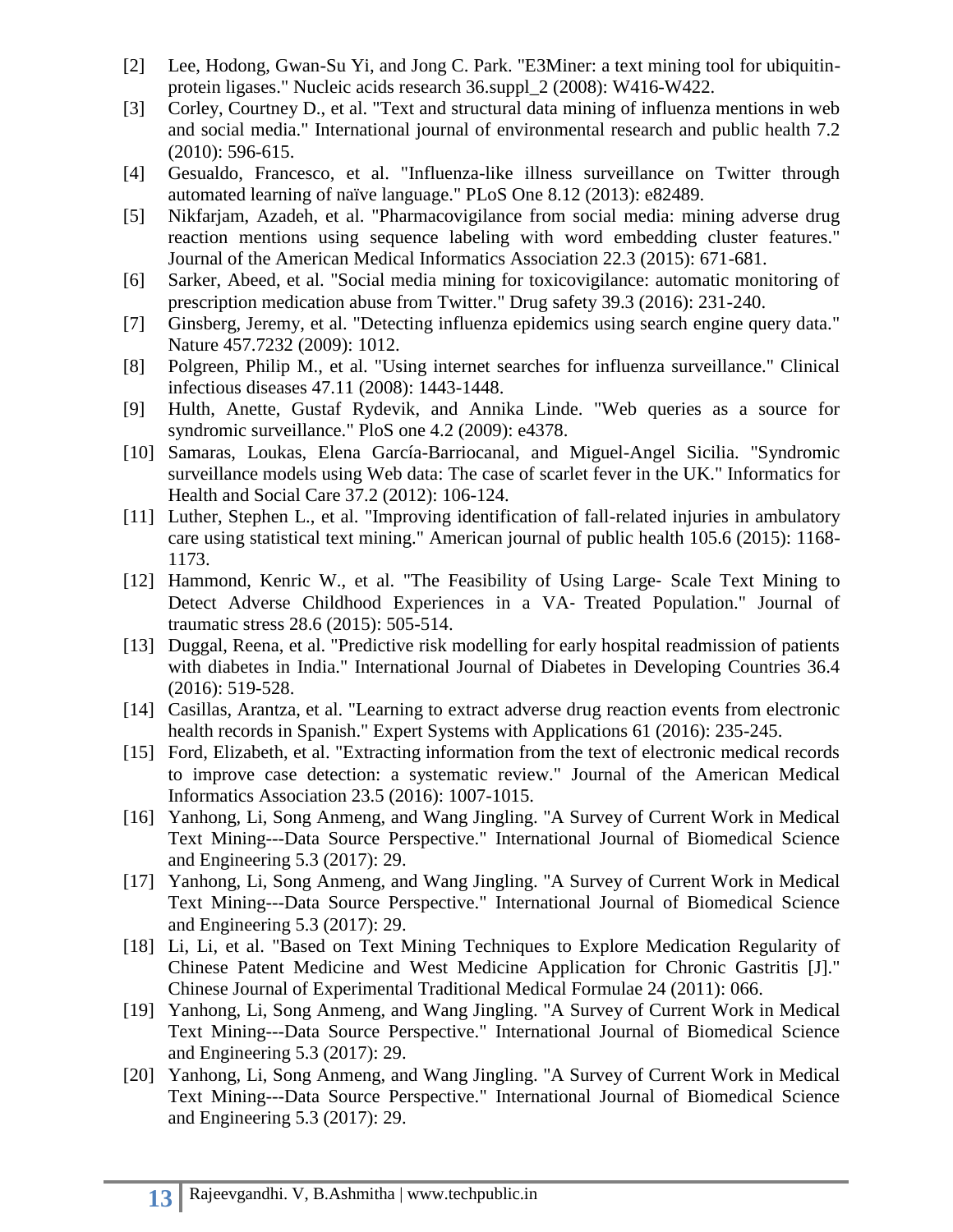[2] Lee, Hodong, Gwan-Su Yi, and Jong C. Park. "E3Miner: a text mining tool for ubiquitin-protein ligases." Nucleic acids research 36.suppl_2 (2008): W416-W422.

[3] Corley, Courtney D., et al. "Text and structural data mining of influenza mentions in web and social media." International journal of environmental research and public health 7.2 (2010): 596-615.

[4] Gesualdo, Francesco, et al. "Influenza-like illness surveillance on Twitter through automated learning of naïve language." PLoS One 8.12 (2013): e82489.

[5] Nikfarjam, Azadeh, et al. "Pharmacovigilance from social media: mining adverse drug reaction mentions using sequence labeling with word embedding cluster features." Journal of the American Medical Informatics Association 22.3 (2015): 671-681.

[6] Sarker, Abeed, et al. "Social media mining for toxicovigilance: automatic monitoring of prescription medication abuse from Twitter." Drug safety 39.3 (2016): 231-240.

[7] Ginsberg, Jeremy, et al. "Detecting influenza epidemics using search engine query data." Nature 457.7232 (2009): 1012.

[8] Polgreen, Philip M., et al. "Using internet searches for influenza surveillance." Clinical infectious diseases 47.11 (2008): 1443-1448.

[9] Hulth, Anette, Gustaf Rydevik, and Annika Linde. "Web queries as a source for syndromic surveillance." PloS one 4.2 (2009): e4378.

[10] Samaras, Loukas, Elena García-Barriocanal, and Miguel-Angel Sicilia. "Syndromic surveillance models using Web data: The case of scarlet fever in the UK." Informatics for Health and Social Care 37.2 (2012): 106-124.

[11] Luther, Stephen L., et al. "Improving identification of fall-related injuries in ambulatory care using statistical text mining." American journal of public health 105.6 (2015): 1168-1173.

[12] Hammond, Kenric W., et al. "The Feasibility of Using Large‐ Scale Text Mining to Detect Adverse Childhood Experiences in a VA‐ Treated Population." Journal of traumatic stress 28.6 (2015): 505-514.

[13] Duggal, Reena, et al. "Predictive risk modelling for early hospital readmission of patients with diabetes in India." International Journal of Diabetes in Developing Countries 36.4 (2016): 519-528.

[14] Casillas, Arantza, et al. "Learning to extract adverse drug reaction events from electronic health records in Spanish." Expert Systems with Applications 61 (2016): 235-245.

[15] Ford, Elizabeth, et al. "Extracting information from the text of electronic medical records to improve case detection: a systematic review." Journal of the American Medical Informatics Association 23.5 (2016): 1007-1015.

[16] Yanhong, Li, Song Anmeng, and Wang Jingling. "A Survey of Current Work in Medical Text Mining---Data Source Perspective." International Journal of Biomedical Science and Engineering 5.3 (2017): 29.

[17] Yanhong, Li, Song Anmeng, and Wang Jingling. "A Survey of Current Work in Medical Text Mining---Data Source Perspective." International Journal of Biomedical Science and Engineering 5.3 (2017): 29.

[18] Li, Li, et al. "Based on Text Mining Techniques to Explore Medication Regularity of Chinese Patent Medicine and West Medicine Application for Chronic Gastritis [J]." Chinese Journal of Experimental Traditional Medical Formulae 24 (2011): 066.

[19] Yanhong, Li, Song Anmeng, and Wang Jingling. "A Survey of Current Work in Medical Text Mining---Data Source Perspective." International Journal of Biomedical Science and Engineering 5.3 (2017): 29.

[20] Yanhong, Li, Song Anmeng, and Wang Jingling. "A Survey of Current Work in Medical Text Mining---Data Source Perspective." International Journal of Biomedical Science and Engineering 5.3 (2017): 29.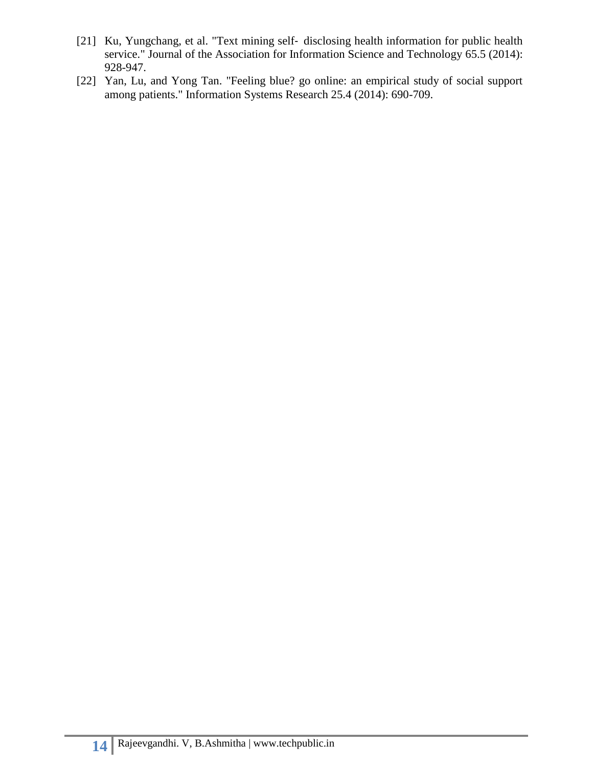[21] Ku, Yungchang, et al. "Text mining self- disclosing health information for public health service." Journal of the Association for Information Science and Technology 65.5 (2014): 928-947.

[22] Yan, Lu, and Yong Tan. "Feeling blue? go online: an empirical study of social support among patients." Information Systems Research 25.4 (2014): 690-709.